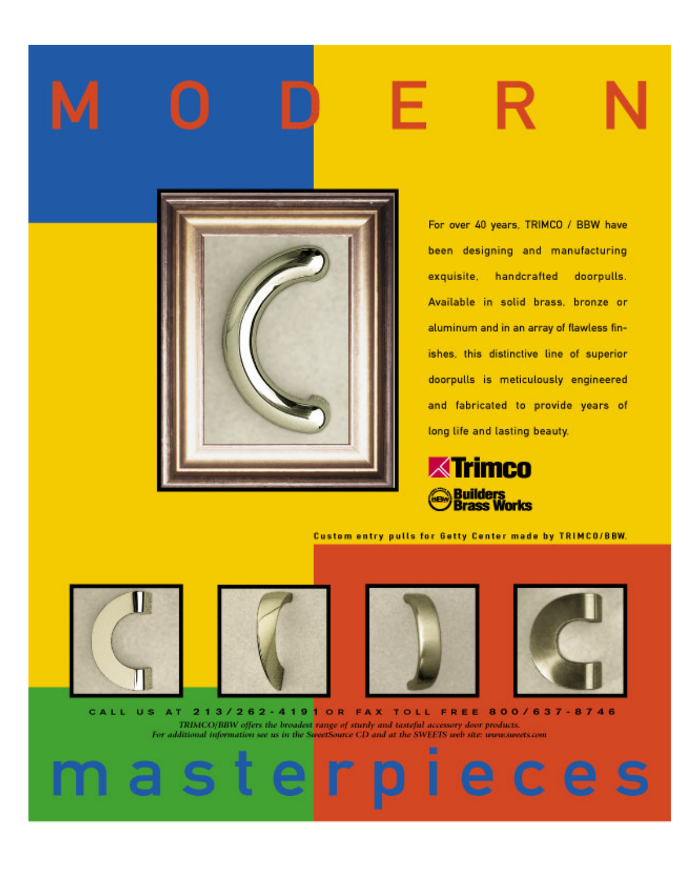# M O D E R N

For over 40 years, TRIMCO / BBW have been designing and manufacturing exquisite, handcrafted doorpulls. Available in solid brass, bronze or aluminum and in an array of flawless finishes, this distinctive line of superior doorpulls is meticulously engineered and fabricated to provide years of long life and lasting beauty.

**Trimco**

**Builders Brass Works**

Custom entry pulls for Getty Center made by TRIMCO/BBW.

CALL US AT 213/262-4191 OR FAX TOLL FREE 800/637-8746

*TRIMCO/BBW offers the broadest range of sturdy and tasteful accessory door products.*
*For additional information see us in the SweetSource CD and at the SWEETS web site: www.sweets.com*

# masterpieces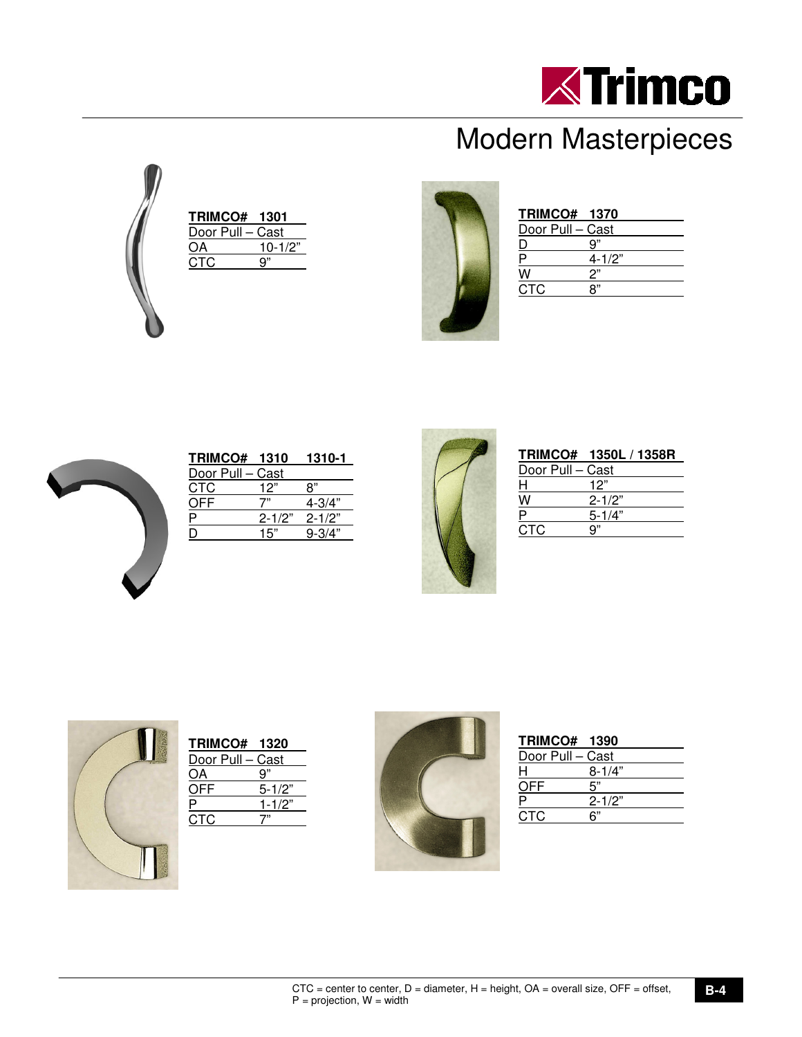# Modern Masterpieces

| TRIMCO# | 1301 |
|---|---|
| Door Pull – Cast | |
| OA | 10-1/2” |
| CTC | 9” |

| TRIMCO# | 1370 |
|---|---|
| Door Pull – Cast | |
| D | 9” |
| P | 4-1/2” |
| W | 2” |
| CTC | 8” |

| TRIMCO# | 1310 | 1310-1 |
|---|---|---|
| Door Pull – Cast | | |
| CTC | 12” | 8” |
| OFF | 7” | 4-3/4” |
| P | 2-1/2” | 2-1/2” |
| D | 15” | 9-3/4” |

| TRIMCO# | 1350L / 1358R |
|---|---|
| Door Pull – Cast | |
| H | 12” |
| W | 2-1/2” |
| P | 5-1/4” |
| CTC | 9” |

| TRIMCO# | 1320 |
|---|---|
| Door Pull – Cast | |
| OA | 9” |
| OFF | 5-1/2” |
| P | 1-1/2” |
| CTC | 7” |

| TRIMCO# | 1390 |
|---|---|
| Door Pull – Cast | |
| H | 8-1/4” |
| OFF | 5” |
| P | 2-1/2” |
| CTC | 6” |

CTC = center to center, D = diameter, H = height, OA = overall size, OFF = offset, P = projection, W = width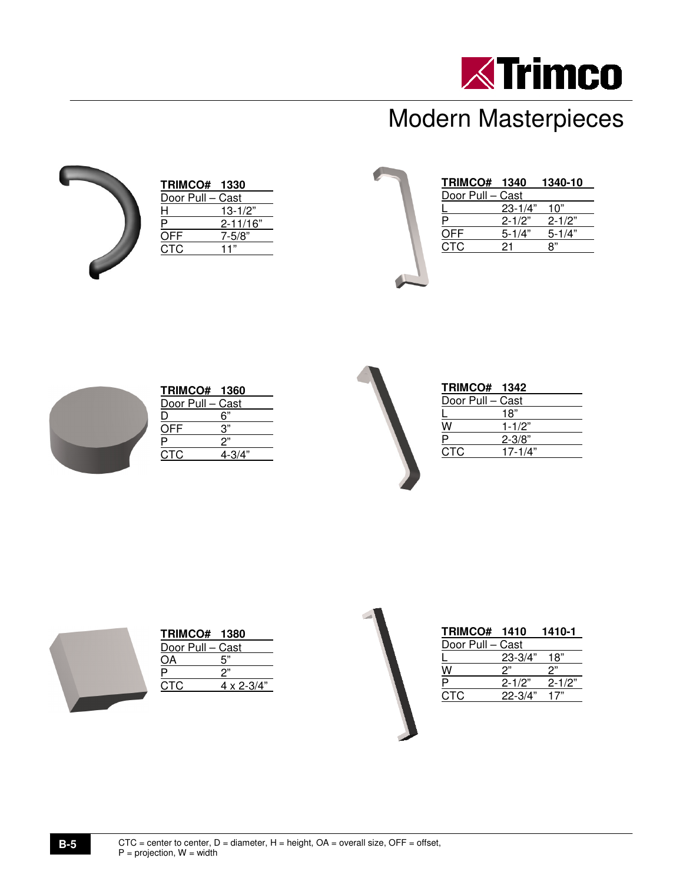# Modern Masterpieces

| TRIMCO# | 1330 |
|---|---|
| Door Pull – Cast | |
| H | 13-1/2” |
| P | 2-11/16” |
| OFF | 7-5/8” |
| CTC | 11” |

| TRIMCO# | 1340 | 1340-10 |
|---|---|---|
| Door Pull – Cast | | |
| L | 23-1/4” | 10” |
| P | 2-1/2” | 2-1/2” |
| OFF | 5-1/4” | 5-1/4” |
| CTC | 21 | 8” |

| TRIMCO# | 1360 |
|---|---|
| Door Pull – Cast | |
| D | 6” |
| OFF | 3” |
| P | 2” |
| CTC | 4-3/4” |

| TRIMCO# | 1342 |
|---|---|
| Door Pull – Cast | |
| L | 18” |
| W | 1-1/2” |
| P | 2-3/8” |
| CTC | 17-1/4” |

| TRIMCO# | 1380 |
|---|---|
| Door Pull – Cast | |
| OA | 5” |
| P | 2” |
| CTC | 4 x 2-3/4” |

| TRIMCO# | 1410 | 1410-1 |
|---|---|---|
| Door Pull – Cast | | |
| L | 23-3/4” | 18” |
| W | 2” | 2” |
| P | 2-1/2” | 2-1/2” |
| CTC | 22-3/4” | 17” |

CTC = center to center, D = diameter, H = height, OA = overall size, OFF = offset, P = projection, W = width